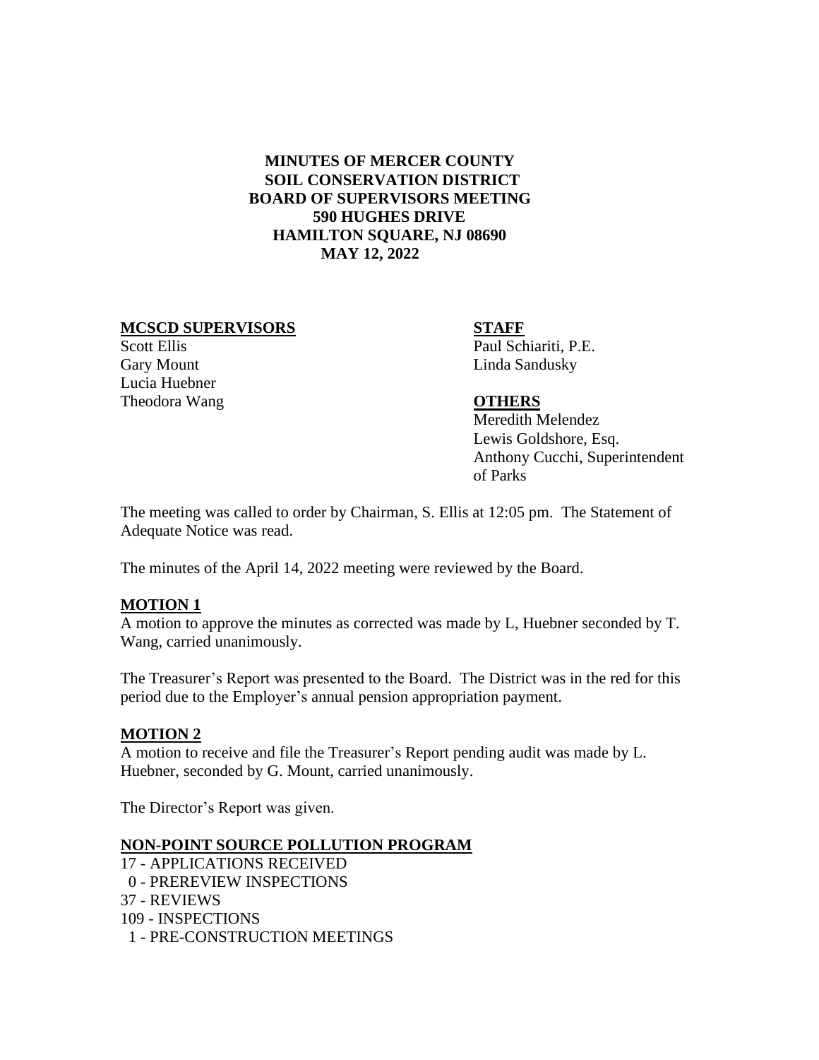**MINUTES OF MERCER COUNTY SOIL CONSERVATION DISTRICT BOARD OF SUPERVISORS MEETING**
**590 HUGHES DRIVE**
**HAMILTON SQUARE, NJ 08690**
**MAY 12, 2022**

**MCSCD SUPERVISORS**

Scott Ellis
Gary Mount
Lucia Huebner
Theodora Wang

**STAFF**

Paul Schiariti, P.E.
Linda Sandusky

**OTHERS**

Meredith Melendez
Lewis Goldshore, Esq.
Anthony Cucchi, Superintendent of Parks

The meeting was called to order by Chairman, S. Ellis at 12:05 pm. The Statement of Adequate Notice was read.

The minutes of the April 14, 2022 meeting were reviewed by the Board.

**MOTION 1**

A motion to approve the minutes as corrected was made by L, Huebner seconded by T. Wang, carried unanimously.

The Treasurer's Report was presented to the Board. The District was in the red for this period due to the Employer's annual pension appropriation payment.

**MOTION 2**

A motion to receive and file the Treasurer's Report pending audit was made by L. Huebner, seconded by G. Mount, carried unanimously.

The Director's Report was given.

**NON-POINT SOURCE POLLUTION PROGRAM**

17 - APPLICATIONS RECEIVED
0 - PREREVIEW INSPECTIONS
37 - REVIEWS
109 - INSPECTIONS
1 - PRE-CONSTRUCTION MEETINGS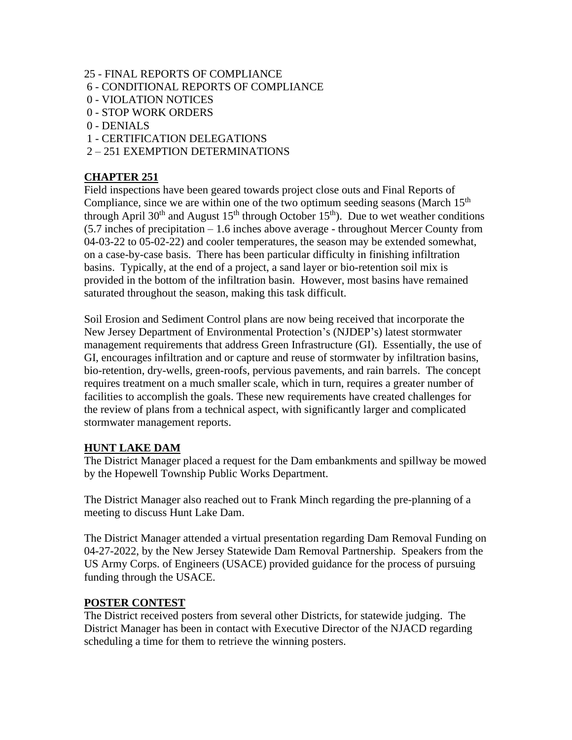25 - FINAL REPORTS OF COMPLIANCE
6 - CONDITIONAL REPORTS OF COMPLIANCE
0 - VIOLATION NOTICES
0 - STOP WORK ORDERS
0 - DENIALS
1 - CERTIFICATION DELEGATIONS
2 – 251 EXEMPTION DETERMINATIONS

## CHAPTER 251

Field inspections have been geared towards project close outs and Final Reports of Compliance, since we are within one of the two optimum seeding seasons (March 15th through April 30th and August 15th through October 15th). Due to wet weather conditions (5.7 inches of precipitation – 1.6 inches above average - throughout Mercer County from 04-03-22 to 05-02-22) and cooler temperatures, the season may be extended somewhat, on a case-by-case basis. There has been particular difficulty in finishing infiltration basins. Typically, at the end of a project, a sand layer or bio-retention soil mix is provided in the bottom of the infiltration basin. However, most basins have remained saturated throughout the season, making this task difficult.

Soil Erosion and Sediment Control plans are now being received that incorporate the New Jersey Department of Environmental Protection's (NJDEP's) latest stormwater management requirements that address Green Infrastructure (GI). Essentially, the use of GI, encourages infiltration and or capture and reuse of stormwater by infiltration basins, bio-retention, dry-wells, green-roofs, pervious pavements, and rain barrels. The concept requires treatment on a much smaller scale, which in turn, requires a greater number of facilities to accomplish the goals. These new requirements have created challenges for the review of plans from a technical aspect, with significantly larger and complicated stormwater management reports.

## HUNT LAKE DAM

The District Manager placed a request for the Dam embankments and spillway be mowed by the Hopewell Township Public Works Department.

The District Manager also reached out to Frank Minch regarding the pre-planning of a meeting to discuss Hunt Lake Dam.

The District Manager attended a virtual presentation regarding Dam Removal Funding on 04-27-2022, by the New Jersey Statewide Dam Removal Partnership. Speakers from the US Army Corps. of Engineers (USACE) provided guidance for the process of pursuing funding through the USACE.

## POSTER CONTEST

The District received posters from several other Districts, for statewide judging. The District Manager has been in contact with Executive Director of the NJACD regarding scheduling a time for them to retrieve the winning posters.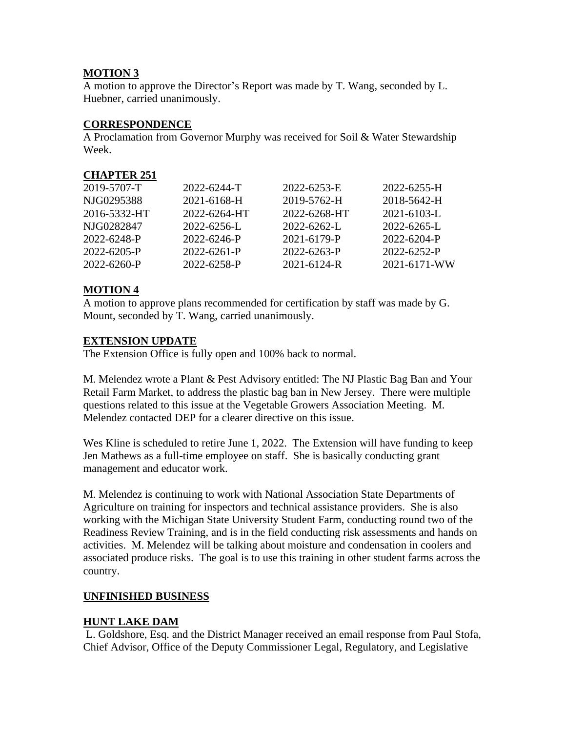**MOTION 3**

A motion to approve the Director's Report was made by T. Wang, seconded by L. Huebner, carried unanimously.

**CORRESPONDENCE**

A Proclamation from Governor Murphy was received for Soil & Water Stewardship Week.

**CHAPTER 251**

| | | | |
|---|---|---|---|
| 2019-5707-T | 2022-6244-T | 2022-6253-E | 2022-6255-H |
| NJG0295388 | 2021-6168-H | 2019-5762-H | 2018-5642-H |
| 2016-5332-HT | 2022-6264-HT | 2022-6268-HT | 2021-6103-L |
| NJG0282847 | 2022-6256-L | 2022-6262-L | 2022-6265-L |
| 2022-6248-P | 2022-6246-P | 2021-6179-P | 2022-6204-P |
| 2022-6205-P | 2022-6261-P | 2022-6263-P | 2022-6252-P |
| 2022-6260-P | 2022-6258-P | 2021-6124-R | 2021-6171-WW |

**MOTION 4**

A motion to approve plans recommended for certification by staff was made by G. Mount, seconded by T. Wang, carried unanimously.

**EXTENSION UPDATE**

The Extension Office is fully open and 100% back to normal.

M. Melendez wrote a Plant & Pest Advisory entitled: The NJ Plastic Bag Ban and Your Retail Farm Market, to address the plastic bag ban in New Jersey. There were multiple questions related to this issue at the Vegetable Growers Association Meeting. M. Melendez contacted DEP for a clearer directive on this issue.

Wes Kline is scheduled to retire June 1, 2022. The Extension will have funding to keep Jen Mathews as a full-time employee on staff. She is basically conducting grant management and educator work.

M. Melendez is continuing to work with National Association State Departments of Agriculture on training for inspectors and technical assistance providers. She is also working with the Michigan State University Student Farm, conducting round two of the Readiness Review Training, and is in the field conducting risk assessments and hands on activities. M. Melendez will be talking about moisture and condensation in coolers and associated produce risks. The goal is to use this training in other student farms across the country.

**UNFINISHED BUSINESS**

**HUNT LAKE DAM**

L. Goldshore, Esq. and the District Manager received an email response from Paul Stofa, Chief Advisor, Office of the Deputy Commissioner Legal, Regulatory, and Legislative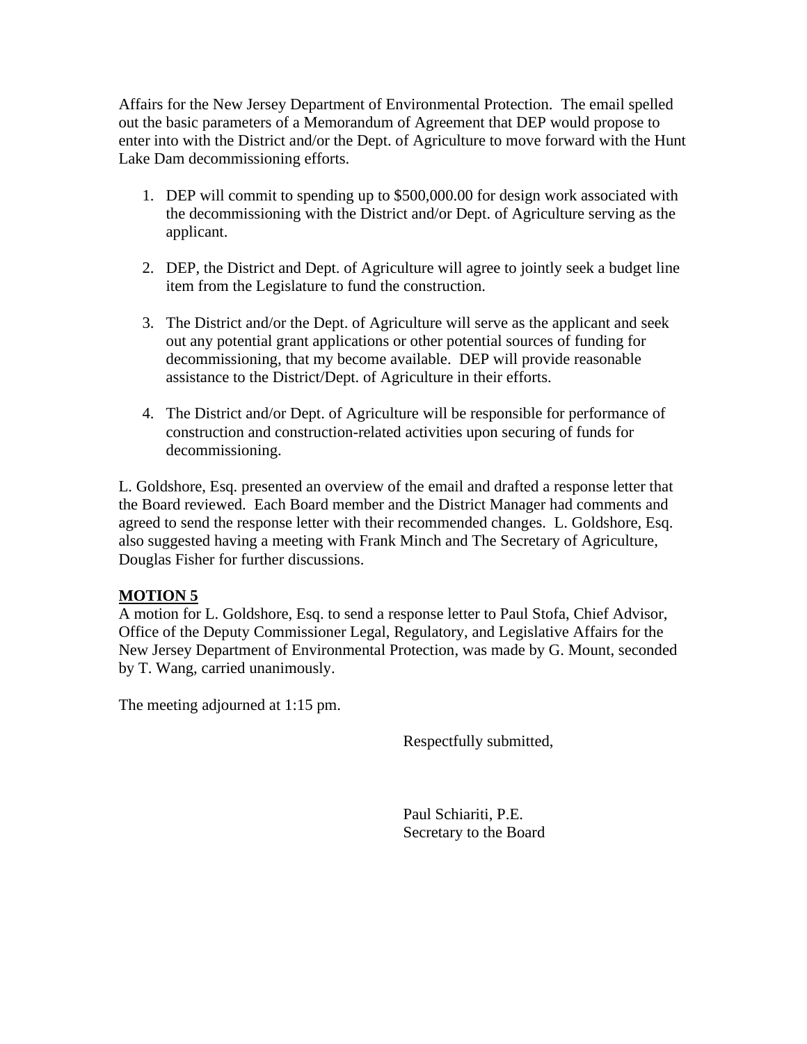Affairs for the New Jersey Department of Environmental Protection. The email spelled out the basic parameters of a Memorandum of Agreement that DEP would propose to enter into with the District and/or the Dept. of Agriculture to move forward with the Hunt Lake Dam decommissioning efforts.

1. DEP will commit to spending up to $500,000.00 for design work associated with the decommissioning with the District and/or Dept. of Agriculture serving as the applicant.

2. DEP, the District and Dept. of Agriculture will agree to jointly seek a budget line item from the Legislature to fund the construction.

3. The District and/or the Dept. of Agriculture will serve as the applicant and seek out any potential grant applications or other potential sources of funding for decommissioning, that my become available. DEP will provide reasonable assistance to the District/Dept. of Agriculture in their efforts.

4. The District and/or Dept. of Agriculture will be responsible for performance of construction and construction-related activities upon securing of funds for decommissioning.

L. Goldshore, Esq. presented an overview of the email and drafted a response letter that the Board reviewed. Each Board member and the District Manager had comments and agreed to send the response letter with their recommended changes. L. Goldshore, Esq. also suggested having a meeting with Frank Minch and The Secretary of Agriculture, Douglas Fisher for further discussions.

**MOTION 5**

A motion for L. Goldshore, Esq. to send a response letter to Paul Stofa, Chief Advisor, Office of the Deputy Commissioner Legal, Regulatory, and Legislative Affairs for the New Jersey Department of Environmental Protection, was made by G. Mount, seconded by T. Wang, carried unanimously.

The meeting adjourned at 1:15 pm.

Respectfully submitted,

Paul Schiariti, P.E.
Secretary to the Board